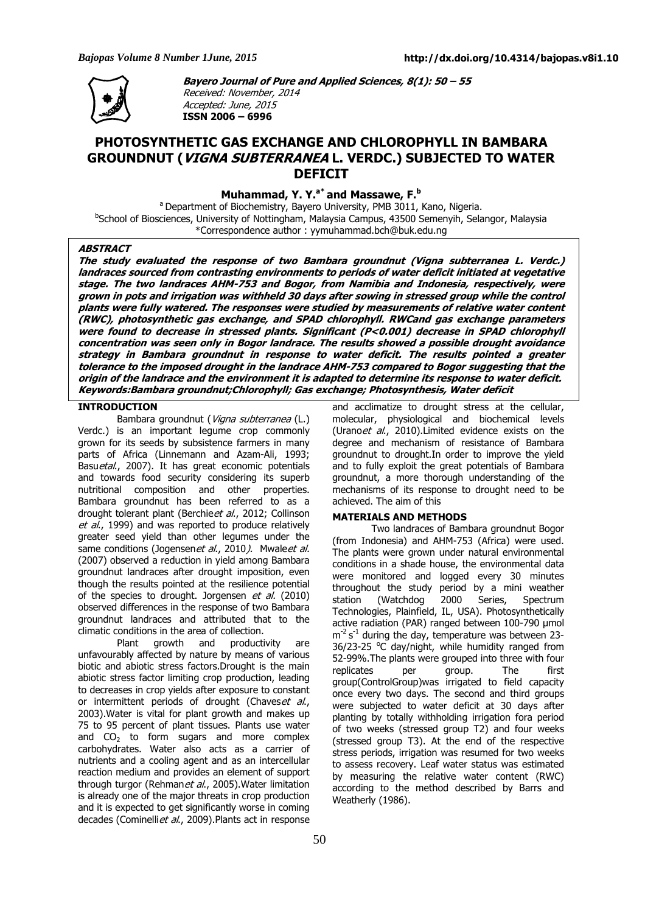**Bayero Journal of Pure and Applied Sciences, 8(1): 50 – 55**
Received: November, 2014
Accepted: June, 2015
**ISSN 2006 – 6996**

# PHOTOSYNTHETIC GAS EXCHANGE AND CHLOROPHYLL IN BAMBARA GROUNDNUT (*VIGNA SUBTERRANEA* L. VERDC.) SUBJECTED TO WATER DEFICIT

**Muhammad, Y. Y.[a*] and Massawe, F.[b]**

[a] Department of Biochemistry, Bayero University, PMB 3011, Kano, Nigeria.
[b]School of Biosciences, University of Nottingham, Malaysia Campus, 43500 Semenyih, Selangor, Malaysia
*Correspondence author : yymuhammad.bch@buk.edu.ng

## ABSTRACT

***The study evaluated the response of two Bambara groundnut (Vigna subterranea L. Verdc.) landraces sourced from contrasting environments to periods of water deficit initiated at vegetative stage. The two landraces AHM-753 and Bogor, from Namibia and Indonesia, respectively, were grown in pots and irrigation was withheld 30 days after sowing in stressed group while the control plants were fully watered. The responses were studied by measurements of relative water content (RWC), photosynthetic gas exchange, and SPAD chlorophyll. RWCand gas exchange parameters were found to decrease in stressed plants. Significant (P<0.001) decrease in SPAD chlorophyll concentration was seen only in Bogor landrace. The results showed a possible drought avoidance strategy in Bambara groundnut in response to water deficit. The results pointed a greater tolerance to the imposed drought in the landrace AHM-753 compared to Bogor suggesting that the origin of the landrace and the environment it is adapted to determine its response to water deficit.***
***Keywords:Bambara groundnut;Chlorophyll; Gas exchange; Photosynthesis, Water deficit***

## INTRODUCTION

Bambara groundnut (*Vigna subterranea* (L.) Verdc.) is an important legume crop commonly grown for its seeds by subsistence farmers in many parts of Africa (Linnemann and Azam-Ali, 1993; Basu*etal*., 2007). It has great economic potentials and towards food security considering its superb nutritional composition and other properties. Bambara groundnut has been referred to as a drought tolerant plant (Berchie*et al*., 2012; Collinson *et al*., 1999) and was reported to produce relatively greater seed yield than other legumes under the same conditions (Jogensen*et al*., 2010*)*. Mwale*et al.* (2007) observed a reduction in yield among Bambara groundnut landraces after drought imposition, even though the results pointed at the resilience potential of the species to drought. Jorgensen *et al.* (2010) observed differences in the response of two Bambara groundnut landraces and attributed that to the climatic conditions in the area of collection.

Plant growth and productivity are unfavourably affected by nature by means of various biotic and abiotic stress factors.Drought is the main abiotic stress factor limiting crop production, leading to decreases in crop yields after exposure to constant or intermittent periods of drought (Chaves*et al*., 2003).Water is vital for plant growth and makes up 75 to 95 percent of plant tissues. Plants use water and $CO_2$ to form sugars and more complex carbohydrates. Water also acts as a carrier of nutrients and a cooling agent and as an intercellular reaction medium and provides an element of support through turgor (Rehman*et al*., 2005).Water limitation is already one of the major threats in crop production and it is expected to get significantly worse in coming decades (Cominelli*et al*., 2009).Plants act in response and acclimatize to drought stress at the cellular, molecular, physiological and biochemical levels (Urano*et al*., 2010).Limited evidence exists on the degree and mechanism of resistance of Bambara groundnut to drought.In order to improve the yield and to fully exploit the great potentials of Bambara groundnut, a more thorough understanding of the mechanisms of its response to drought need to be achieved. The aim of this

## MATERIALS AND METHODS

Two landraces of Bambara groundnut Bogor (from Indonesia) and AHM-753 (Africa) were used. The plants were grown under natural environmental conditions in a shade house, the environmental data were monitored and logged every 30 minutes throughout the study period by a mini weather station (Watchdog 2000 Series, Spectrum Technologies, Plainfield, IL, USA). Photosynthetically active radiation (PAR) ranged between 100-790 µmol $m^{-2} s^{-1}$ during the day, temperature was between 23-36/23-25 °C day/night, while humidity ranged from 52-99%.The plants were grouped into three with four replicates per group. The first group(ControlGroup)was irrigated to field capacity once every two days. The second and third groups were subjected to water deficit at 30 days after planting by totally withholding irrigation fora period of two weeks (stressed group T2) and four weeks (stressed group T3). At the end of the respective stress periods, irrigation was resumed for two weeks to assess recovery. Leaf water status was estimated by measuring the relative water content (RWC) according to the method described by Barrs and Weatherly (1986).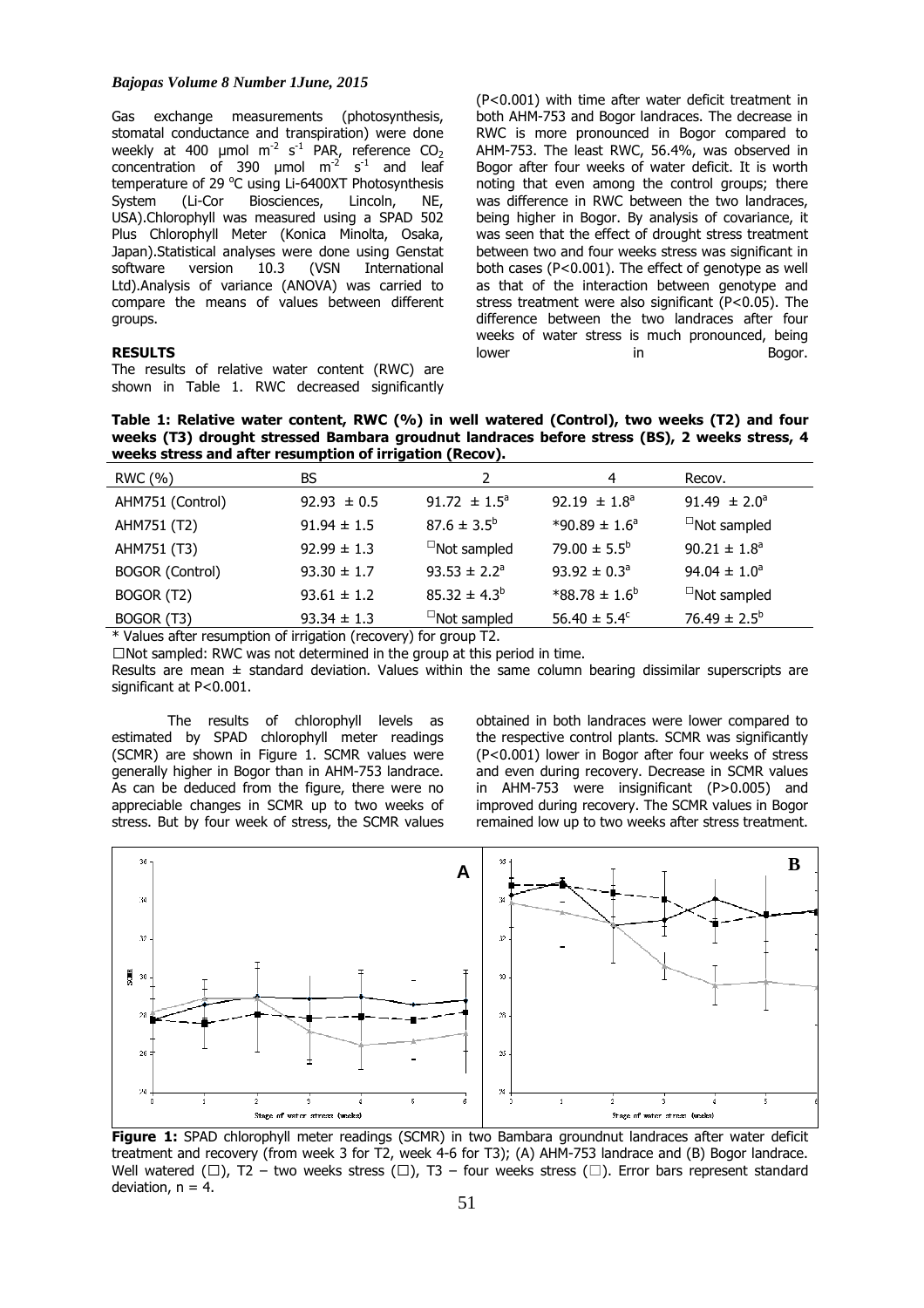Gas exchange measurements (photosynthesis, stomatal conductance and transpiration) were done weekly at 400 µmol $m^{-2}$ $s^{-1}$ PAR, reference $CO_2$ concentration of 390 µmol $m^{-2}$ $s^{-1}$ and leaf temperature of 29 °C using Li-6400XT Photosynthesis System (Li-Cor Biosciences, Lincoln, NE, USA).Chlorophyll was measured using a SPAD 502 Plus Chlorophyll Meter (Konica Minolta, Osaka, Japan).Statistical analyses were done using Genstat software version 10.3 (VSN International Ltd).Analysis of variance (ANOVA) was carried to compare the means of values between different groups.

## RESULTS

The results of relative water content (RWC) are shown in Table 1. RWC decreased significantly ($P<0.001$) with time after water deficit treatment in both AHM-753 and Bogor landraces. The decrease in RWC is more pronounced in Bogor compared to AHM-753. The least RWC, 56.4%, was observed in Bogor after four weeks of water deficit. It is worth noting that even among the control groups; there was difference in RWC between the two landraces, being higher in Bogor. By analysis of covariance, it was seen that the effect of drought stress treatment between two and four weeks stress was significant in both cases ($P<0.001$). The effect of genotype as well as that of the interaction between genotype and stress treatment were also significant ($P<0.05$). The difference between the two landraces after four weeks of water stress is much pronounced, being lower in Bogor.

**Table 1: Relative water content, RWC (%) in well watered (Control), two weeks (T2) and four weeks (T3) drought stressed Bambara groudnut landraces before stress (BS), 2 weeks stress, 4 weeks stress and after resumption of irrigation (Recov).**

| RWC (%) | BS | 2 | 4 | Recov. |
|---|---|---|---|---|
| AHM751 (Control) | 92.93 ± 0.5 | $91.72 \pm 1.5^{a}$ | $92.19 \pm 1.8^{a}$ | $91.49 \pm 2.0^{a}$ |
| AHM751 (T2) | 91.94 ± 1.5 | $87.6 \pm 3.5^{b}$ | *$90.89 \pm 1.6^{a}$ | □Not sampled |
| AHM751 (T3) | 92.99 ± 1.3 | □Not sampled | $79.00 \pm 5.5^{b}$ | $90.21 \pm 1.8^{a}$ |
| BOGOR (Control) | 93.30 ± 1.7 | $93.53 \pm 2.2^{a}$ | $93.92 \pm 0.3^{a}$ | $94.04 \pm 1.0^{a}$ |
| BOGOR (T2) | 93.61 ± 1.2 | $85.32 \pm 4.3^{b}$ | *$88.78 \pm 1.6^{b}$ | □Not sampled |
| BOGOR (T3) | 93.34 ± 1.3 | □Not sampled | $56.40 \pm 5.4^{c}$ | $76.49 \pm 2.5^{b}$ |

\* Values after resumption of irrigation (recovery) for group T2.

□Not sampled: RWC was not determined in the group at this period in time.

Results are mean ± standard deviation. Values within the same column bearing dissimilar superscripts are significant at $P<0.001$.

The results of chlorophyll levels as estimated by SPAD chlorophyll meter readings (SCMR) are shown in Figure 1. SCMR values were generally higher in Bogor than in AHM-753 landrace. As can be deduced from the figure, there were no appreciable changes in SCMR up to two weeks of stress. But by four week of stress, the SCMR values obtained in both landraces were lower compared to the respective control plants. SCMR was significantly ($P<0.001$) lower in Bogor after four weeks of stress and even during recovery. Decrease in SCMR values in AHM-753 were insignificant ($P>0.005$) and improved during recovery. The SCMR values in Bogor remained low up to two weeks after stress treatment.

**Figure 1:** SPAD chlorophyll meter readings (SCMR) in two Bambara groundnut landraces after water deficit treatment and recovery (from week 3 for T2, week 4-6 for T3); (A) AHM-753 landrace and (B) Bogor landrace. Well watered (□), T2 – two weeks stress (□), T3 – four weeks stress (□). Error bars represent standard deviation, n = 4.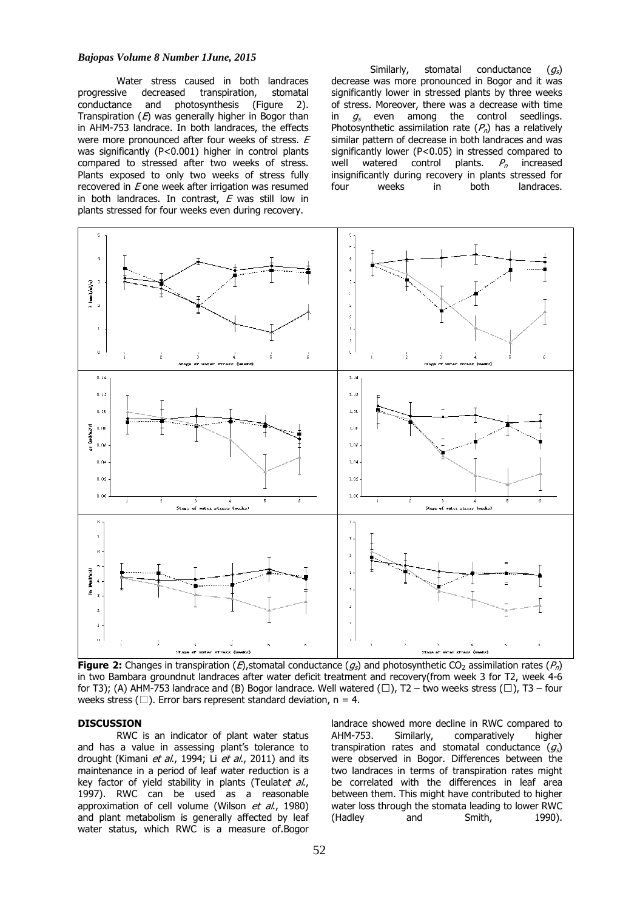Water stress caused in both landraces progressive decreased transpiration, stomatal conductance and photosynthesis (Figure 2). Transpiration (*E*) was generally higher in Bogor than in AHM-753 landrace. In both landraces, the effects were more pronounced after four weeks of stress. *E* was significantly (P<0.001) higher in control plants compared to stressed after two weeks of stress. Plants exposed to only two weeks of stress fully recovered in *E* one week after irrigation was resumed in both landraces. In contrast, *E* was still low in plants stressed for four weeks even during recovery.

Similarly, stomatal conductance ($g_s$) decrease was more pronounced in Bogor and it was significantly lower in stressed plants by three weeks of stress. Moreover, there was a decrease with time in $g_s$ even among the control seedlings. Photosynthetic assimilation rate ($P_n$) has a relatively similar pattern of decrease in both landraces and was significantly lower (P<0.05) in stressed compared to well watered control plants. $P_n$ increased insignificantly during recovery in plants stressed for four weeks in both landraces.

**Figure 2:** Changes in transpiration (*E*),stomatal conductance ($g_s$) and photosynthetic $CO_2$ assimilation rates ($P_n$) in two Bambara groundnut landraces after water deficit treatment and recovery(from week 3 for T2, week 4-6 for T3); (A) AHM-753 landrace and (B) Bogor landrace. Well watered (□), T2 – two weeks stress (□), T3 – four weeks stress (□). Error bars represent standard deviation, n = 4.

## DISCUSSION

RWC is an indicator of plant water status and has a value in assessing plant's tolerance to drought (Kimani *et al*., 1994; Li *et al*., 2011) and its maintenance in a period of leaf water reduction is a key factor of yield stability in plants (Teulat*et al*., 1997). RWC can be used as a reasonable approximation of cell volume (Wilson *et al*., 1980) and plant metabolism is generally affected by leaf water status, which RWC is a measure of.Bogor landrace showed more decline in RWC compared to AHM-753. Similarly, comparatively higher transpiration rates and stomatal conductance ($g_s$) were observed in Bogor. Differences between the two landraces in terms of transpiration rates might be correlated with the differences in leaf area between them. This might have contributed to higher water loss through the stomata leading to lower RWC (Hadley and Smith, 1990).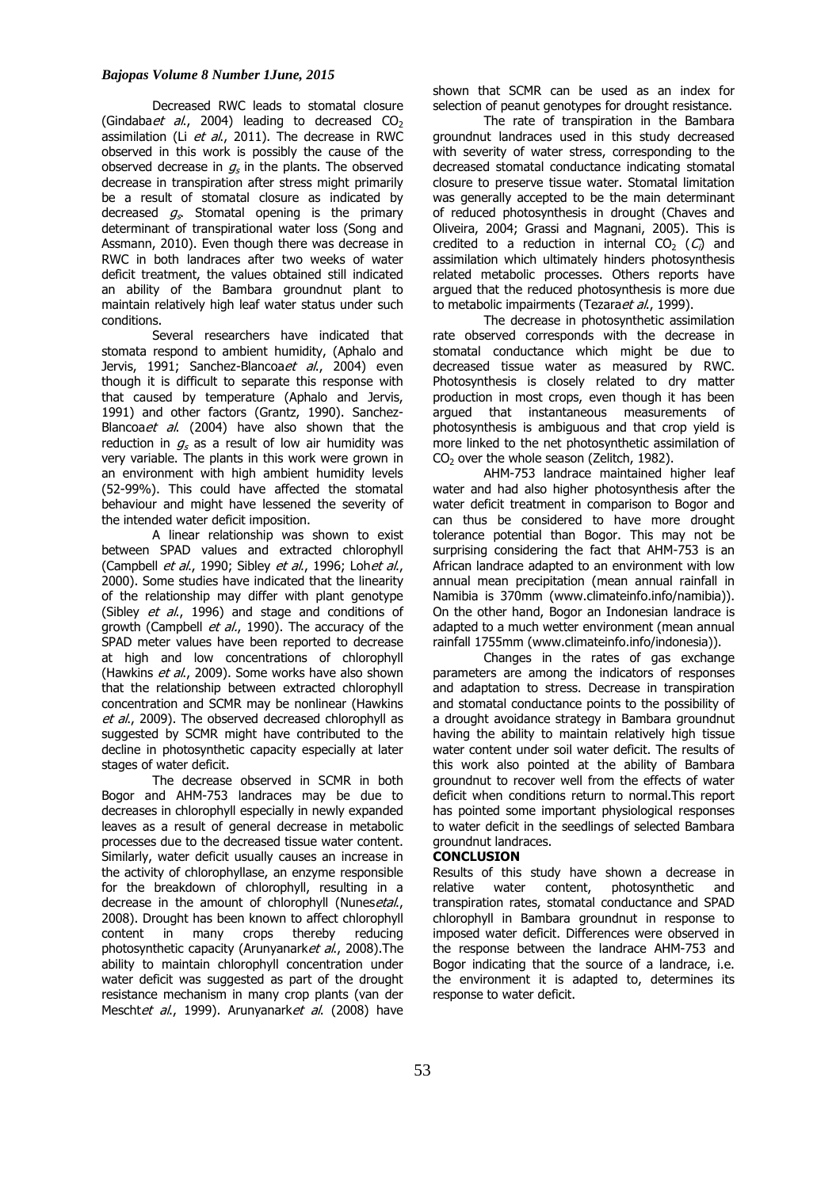Decreased RWC leads to stomatal closure (Gindaba*et al.*, 2004) leading to decreased $CO_2$ assimilation (Li *et al.*, 2011). The decrease in RWC observed in this work is possibly the cause of the observed decrease in $g_s$ in the plants. The observed decrease in transpiration after stress might primarily be a result of stomatal closure as indicated by decreased $g_s$. Stomatal opening is the primary determinant of transpirational water loss (Song and Assmann, 2010). Even though there was decrease in RWC in both landraces after two weeks of water deficit treatment, the values obtained still indicated an ability of the Bambara groundnut plant to maintain relatively high leaf water status under such conditions.

Several researchers have indicated that stomata respond to ambient humidity, (Aphalo and Jervis, 1991; Sanchez-Blancoa*et al.*, 2004) even though it is difficult to separate this response with that caused by temperature (Aphalo and Jervis, 1991) and other factors (Grantz, 1990). Sanchez-Blancoa*et al.* (2004) have also shown that the reduction in $g_s$ as a result of low air humidity was very variable. The plants in this work were grown in an environment with high ambient humidity levels (52-99%). This could have affected the stomatal behaviour and might have lessened the severity of the intended water deficit imposition.

A linear relationship was shown to exist between SPAD values and extracted chlorophyll (Campbell *et al.*, 1990; Sibley *et al.*, 1996; Loh*et al.*, 2000). Some studies have indicated that the linearity of the relationship may differ with plant genotype (Sibley *et al.*, 1996) and stage and conditions of growth (Campbell *et al.*, 1990). The accuracy of the SPAD meter values have been reported to decrease at high and low concentrations of chlorophyll (Hawkins *et al.*, 2009). Some works have also shown that the relationship between extracted chlorophyll concentration and SCMR may be nonlinear (Hawkins *et al.*, 2009). The observed decreased chlorophyll as suggested by SCMR might have contributed to the decline in photosynthetic capacity especially at later stages of water deficit.

The decrease observed in SCMR in both Bogor and AHM-753 landraces may be due to decreases in chlorophyll especially in newly expanded leaves as a result of general decrease in metabolic processes due to the decreased tissue water content. Similarly, water deficit usually causes an increase in the activity of chlorophyllase, an enzyme responsible for the breakdown of chlorophyll, resulting in a decrease in the amount of chlorophyll (Nunes*etal.*, 2008). Drought has been known to affect chlorophyll content in many crops thereby reducing photosynthetic capacity (Arunyanark*et al.*, 2008).The ability to maintain chlorophyll concentration under water deficit was suggested as part of the drought resistance mechanism in many crop plants (van der Meschtet *al.*, 1999). Arunyanark*et al.* (2008) have shown that SCMR can be used as an index for selection of peanut genotypes for drought resistance.

The rate of transpiration in the Bambara groundnut landraces used in this study decreased with severity of water stress, corresponding to the decreased stomatal conductance indicating stomatal closure to preserve tissue water. Stomatal limitation was generally accepted to be the main determinant of reduced photosynthesis in drought (Chaves and Oliveira, 2004; Grassi and Magnani, 2005). This is credited to a reduction in internal $CO_2$ ($C_i$) and assimilation which ultimately hinders photosynthesis related metabolic processes. Others reports have argued that the reduced photosynthesis is more due to metabolic impairments (Tezara*et al.*, 1999).

The decrease in photosynthetic assimilation rate observed corresponds with the decrease in stomatal conductance which might be due to decreased tissue water as measured by RWC. Photosynthesis is closely related to dry matter production in most crops, even though it has been argued that instantaneous measurements of photosynthesis is ambiguous and that crop yield is more linked to the net photosynthetic assimilation of $CO_2$ over the whole season (Zelitch, 1982).

AHM-753 landrace maintained higher leaf water and had also higher photosynthesis after the water deficit treatment in comparison to Bogor and can thus be considered to have more drought tolerance potential than Bogor. This may not be surprising considering the fact that AHM-753 is an African landrace adapted to an environment with low annual mean precipitation (mean annual rainfall in Namibia is 370mm (www.climateinfo.info/namibia)). On the other hand, Bogor an Indonesian landrace is adapted to a much wetter environment (mean annual rainfall 1755mm (www.climateinfo.info/indonesia)).

Changes in the rates of gas exchange parameters are among the indicators of responses and adaptation to stress. Decrease in transpiration and stomatal conductance points to the possibility of a drought avoidance strategy in Bambara groundnut having the ability to maintain relatively high tissue water content under soil water deficit. The results of this work also pointed at the ability of Bambara groundnut to recover well from the effects of water deficit when conditions return to normal.This report has pointed some important physiological responses to water deficit in the seedlings of selected Bambara groundnut landraces.

## CONCLUSION

Results of this study have shown a decrease in relative water content, photosynthetic and transpiration rates, stomatal conductance and SPAD chlorophyll in Bambara groundnut in response to imposed water deficit. Differences were observed in the response between the landrace AHM-753 and Bogor indicating that the source of a landrace, i.e. the environment it is adapted to, determines its response to water deficit.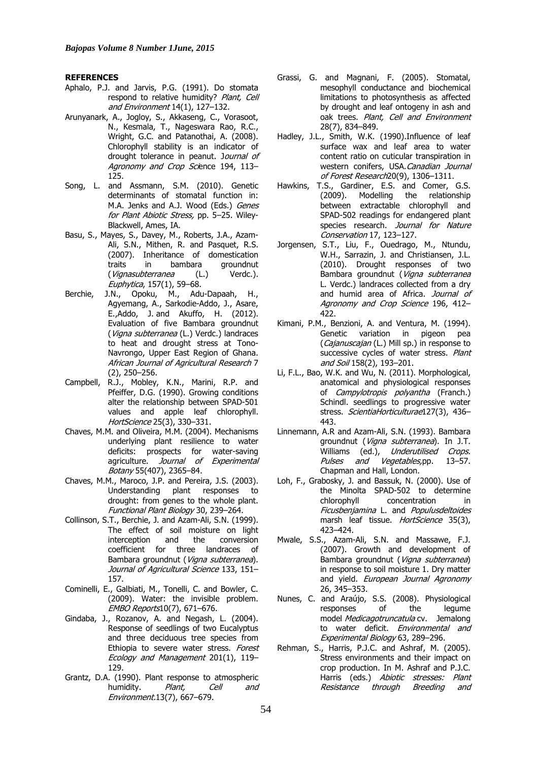**REFERENCES**

Aphalo, P.J. and Jarvis, P.G. (1991). Do stomata respond to relative humidity? *Plant, Cell and Environment* 14(1), 127–132.

Arunyanark, A., Jogloy, S., Akkaseng, C., Vorasoot, N., Kesmala, T., Nageswara Rao, R.C., Wright, G.C. and Patanothai, A. (2008). Chlorophyll stability is an indicator of drought tolerance in peanut. *Journal of Agronomy and Crop Science* 194, 113–125.

Song, L. and Assmann, S.M. (2010). Genetic determinants of stomatal function in: M.A. Jenks and A.J. Wood (Eds.) *Genes for Plant Abiotic Stress,* pp. 5–25. Wiley-Blackwell, Ames, IA.

Basu, S., Mayes, S., Davey, M., Roberts, J.A., Azam-Ali, S.N., Mithen, R. and Pasquet, R.S. (2007). Inheritance of domestication traits in bambara groundnut (*Vignasubterranea* (L.) Verdc.). *Euphytica*, 157(1), 59–68.

Berchie, J.N., Opoku, M., Adu-Dapaah, H., Agyemang, A., Sarkodie-Addo, J., Asare, E.,Addo, J. and Akuffo, H. (2012). Evaluation of five Bambara groundnut (*Vigna subterranea* (L.) Verdc.) landraces to heat and drought stress at Tono-Navrongo, Upper East Region of Ghana. *African Journal of Agricultural Research* 7 (2), 250–256.

Campbell, R.J., Mobley, K.N., Marini, R.P. and Pfeiffer, D.G. (1990). Growing conditions alter the relationship between SPAD-501 values and apple leaf chlorophyll. *HortScience* 25(3), 330–331.

Chaves, M.M. and Oliveira, M.M. (2004). Mechanisms underlying plant resilience to water deficits: prospects for water-saving agriculture. *Journal of Experimental Botany* 55(407), 2365–84.

Chaves, M.M., Maroco, J.P. and Pereira, J.S. (2003). Understanding plant responses to drought: from genes to the whole plant. *Functional Plant Biology* 30, 239–264.

Collinson, S.T., Berchie, J. and Azam-Ali, S.N. (1999). The effect of soil moisture on light interception and the conversion coefficient for three landraces of Bambara groundnut (*Vigna subterranea*). *Journal of Agricultural Science* 133, 151–157.

Cominelli, E., Galbiati, M., Tonelli, C. and Bowler, C. (2009). Water: the invisible problem. *EMBO Reports*10(7), 671–676.

Gindaba, J., Rozanov, A. and Negash, L. (2004). Response of seedlings of two Eucalyptus and three deciduous tree species from Ethiopia to severe water stress. *Forest Ecology and Management* 201(1), 119–129.

Grantz, D.A. (1990). Plant response to atmospheric humidity. *Plant, Cell and Environment*.13(7), 667–679.

Grassi, G. and Magnani, F. (2005). Stomatal, mesophyll conductance and biochemical limitations to photosynthesis as affected by drought and leaf ontogeny in ash and oak trees. *Plant, Cell and Environment* 28(7), 834–849.

Hadley, J.L., Smith, W.K. (1990).Influence of leaf surface wax and leaf area to water content ratio on cuticular transpiration in western conifers, USA.*Canadian Journal of Forest Research*20(9), 1306–1311.

Hawkins, T.S., Gardiner, E.S. and Comer, G.S. (2009). Modelling the relationship between extractable chlorophyll and SPAD-502 readings for endangered plant species research. *Journal for Nature Conservation* 17, 123–127.

Jorgensen, S.T., Liu, F., Ouedrago, M., Ntundu, W.H., Sarrazin, J. and Christiansen, J.L. (2010). Drought responses of two Bambara groundnut (*Vigna subterranea* L. Verdc.) landraces collected from a dry and humid area of Africa. *Journal of Agronomy and Crop Science* 196, 412–422.

Kimani, P.M., Benzioni, A. and Ventura, M. (1994). Genetic variation in pigeon pea (*Cajanuscajan* (L.) Mill sp.) in response to successive cycles of water stress. *Plant and Soil* 158(2), 193–201.

Li, F.L., Bao, W.K. and Wu, N. (2011). Morphological, anatomical and physiological responses of *Campylotropis polyantha* (Franch.) Schindl. seedlings to progressive water stress. *ScientiaHorticulturae*127(3), 436–443.

Linnemann, A.R and Azam-Ali, S.N. (1993). Bambara groundnut (*Vigna subterranea*). In J.T. Williams (ed.), *Underutilised Crops. Pulses and Vegetables,*pp. 13–57. Chapman and Hall, London.

Loh, F., Grabosky, J. and Bassuk, N. (2000). Use of the Minolta SPAD-502 to determine chlorophyll concentration in *Ficusbenjamina* L. and *Populusdeltoides* marsh leaf tissue. *HortScience* 35(3), 423–424.

Mwale, S.S., Azam-Ali, S.N. and Massawe, F.J. (2007). Growth and development of Bambara groundnut (*Vigna subterranea*) in response to soil moisture 1. Dry matter and yield. *European Journal Agronomy* 26, 345–353.

Nunes, C. and Araújo, S.S. (2008). Physiological responses of the legume model *Medicagotruncatula* cv. Jemalong to water deficit. *Environmental and Experimental Biology* 63, 289–296.

Rehman, S., Harris, P.J.C. and Ashraf, M. (2005). Stress environments and their impact on crop production. In M. Ashraf and P.J.C. Harris (eds.) *Abiotic stresses: Plant Resistance through Breeding and*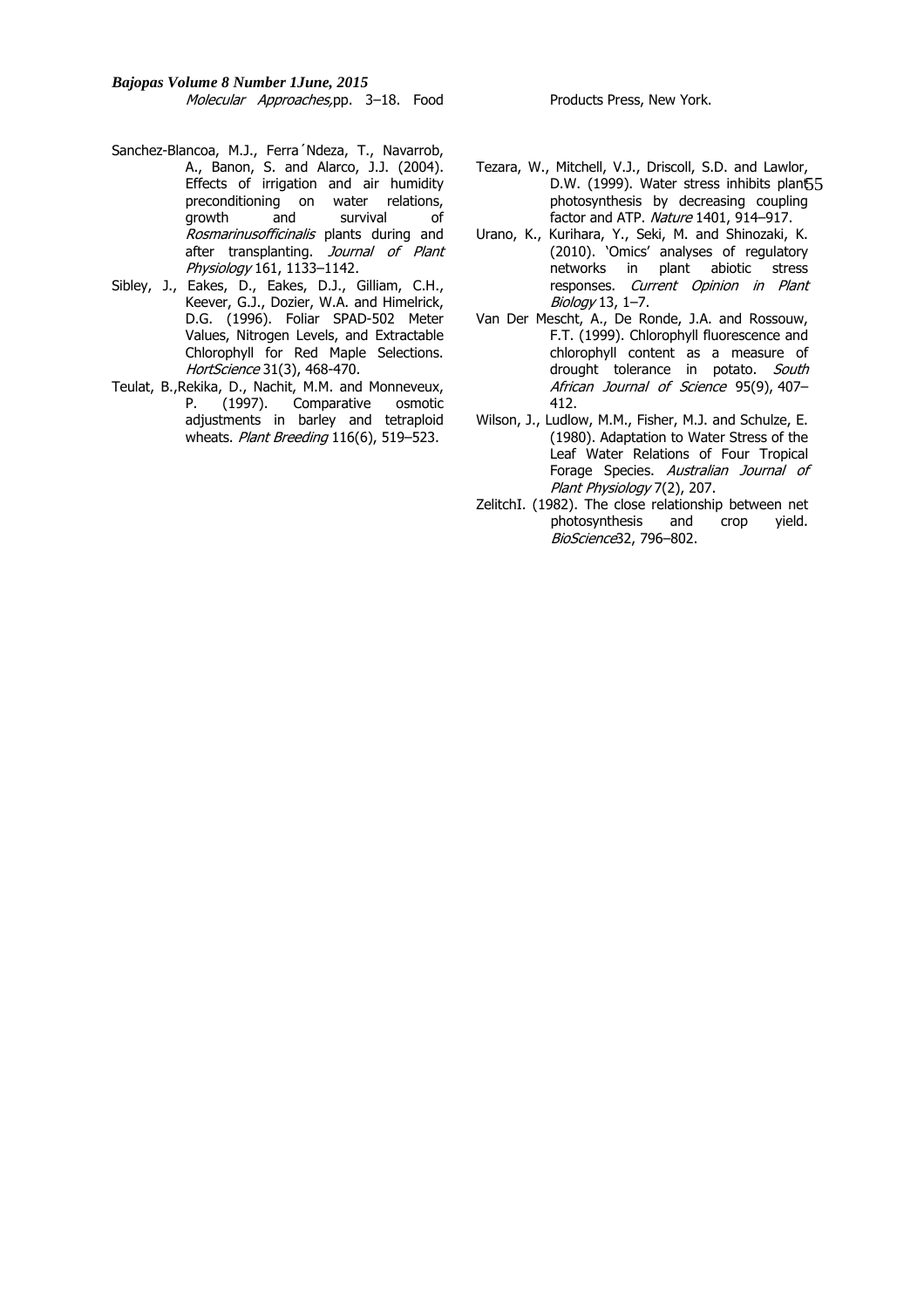Molecular Approaches, pp. 3–18. Food Products Press, New York.

Sanchez-Blancoa, M.J., Ferra´Ndeza, T., Navarrob, A., Banon, S. and Alarco, J.J. (2004). Effects of irrigation and air humidity preconditioning on water relations, growth and survival of *Rosmarinusofficinalis* plants during and after transplanting. *Journal of Plant Physiology* 161, 1133–1142.

Sibley, J., Eakes, D., Eakes, D.J., Gilliam, C.H., Keever, G.J., Dozier, W.A. and Himelrick, D.G. (1996). Foliar SPAD-502 Meter Values, Nitrogen Levels, and Extractable Chlorophyll for Red Maple Selections. *HortScience* 31(3), 468-470.

Teulat, B.,Rekika, D., Nachit, M.M. and Monneveux, P. (1997). Comparative osmotic adjustments in barley and tetraploid wheats. *Plant Breeding* 116(6), 519–523.

Tezara, W., Mitchell, V.J., Driscoll, S.D. and Lawlor, D.W. (1999). Water stress inhibits plant photosynthesis by decreasing coupling factor and ATP. *Nature* 1401, 914–917.

Urano, K., Kurihara, Y., Seki, M. and Shinozaki, K. (2010). 'Omics' analyses of regulatory networks in plant abiotic stress responses. *Current Opinion in Plant Biology* 13, 1–7.

Van Der Mescht, A., De Ronde, J.A. and Rossouw, F.T. (1999). Chlorophyll fluorescence and chlorophyll content as a measure of drought tolerance in potato. *South African Journal of Science* 95(9), 407–412.

Wilson, J., Ludlow, M.M., Fisher, M.J. and Schulze, E. (1980). Adaptation to Water Stress of the Leaf Water Relations of Four Tropical Forage Species. *Australian Journal of Plant Physiology* 7(2), 207.

ZelitchI. (1982). The close relationship between net photosynthesis and crop yield. *BioScience*32, 796–802.